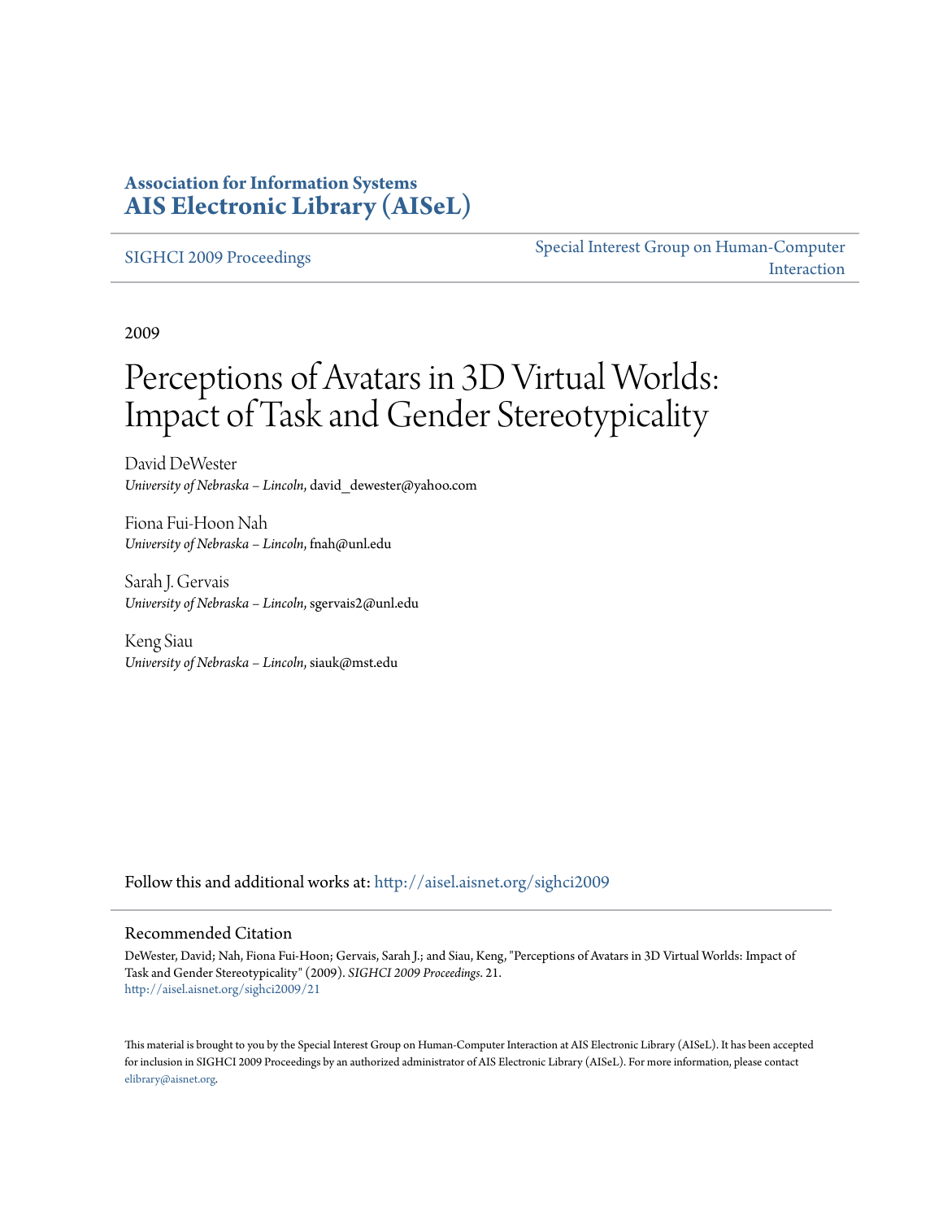**Association for Information Systems**
**[AIS Electronic Library (AISeL)](http://aisel.aisnet.org)**

SIGHCI 2009 Proceedings | Special Interest Group on Human-Computer Interaction

2009

# Perceptions of Avatars in 3D Virtual Worlds: Impact of Task and Gender Stereotypicality

David DeWester
*University of Nebraska – Lincoln*, david_dewester@yahoo.com

Fiona Fui-Hoon Nah
*University of Nebraska – Lincoln*, fnah@unl.edu

Sarah J. Gervais
*University of Nebraska – Lincoln*, sgervais2@unl.edu

Keng Siau
*University of Nebraska – Lincoln*, siauk@mst.edu

Follow this and additional works at: http://aisel.aisnet.org/sighci2009

## Recommended Citation

DeWester, David; Nah, Fiona Fui-Hoon; Gervais, Sarah J.; and Siau, Keng, "Perceptions of Avatars in 3D Virtual Worlds: Impact of Task and Gender Stereotypicality" (2009). *SIGHCI 2009 Proceedings*. 21.
http://aisel.aisnet.org/sighci2009/21

This material is brought to you by the Special Interest Group on Human-Computer Interaction at AIS Electronic Library (AISeL). It has been accepted for inclusion in SIGHCI 2009 Proceedings by an authorized administrator of AIS Electronic Library (AISeL). For more information, please contact elibrary@aisnet.org.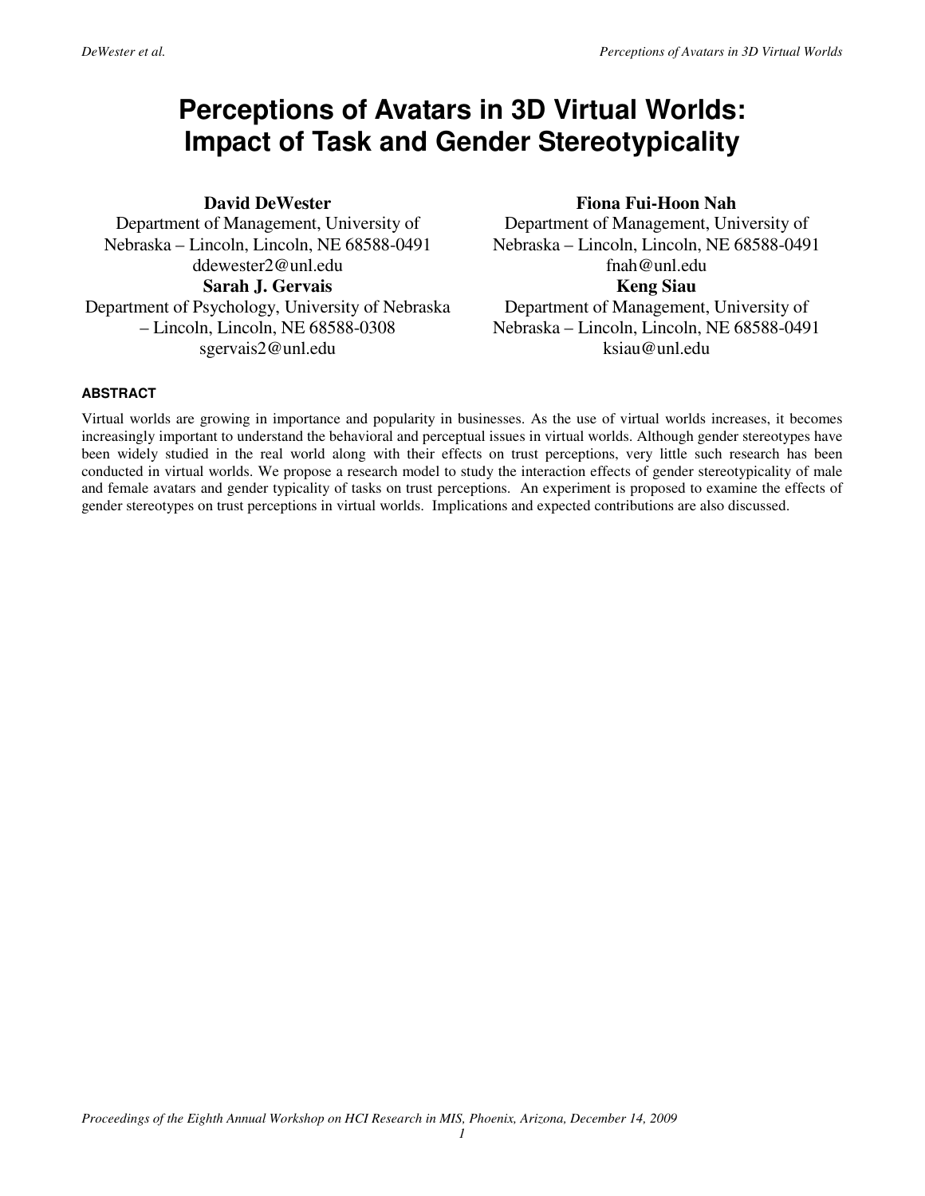# Perceptions of Avatars in 3D Virtual Worlds: Impact of Task and Gender Stereotypicality

**David DeWester**
Department of Management, University of Nebraska – Lincoln, Lincoln, NE 68588-0491
ddewester2@unl.edu

**Fiona Fui-Hoon Nah**
Department of Management, University of Nebraska – Lincoln, Lincoln, NE 68588-0491
fnah@unl.edu

**Sarah J. Gervais**
Department of Psychology, University of Nebraska – Lincoln, Lincoln, NE 68588-0308
sgervais2@unl.edu

**Keng Siau**
Department of Management, University of Nebraska – Lincoln, Lincoln, NE 68588-0491
ksiau@unl.edu

## ABSTRACT

Virtual worlds are growing in importance and popularity in businesses. As the use of virtual worlds increases, it becomes increasingly important to understand the behavioral and perceptual issues in virtual worlds. Although gender stereotypes have been widely studied in the real world along with their effects on trust perceptions, very little such research has been conducted in virtual worlds. We propose a research model to study the interaction effects of gender stereotypicality of male and female avatars and gender typicality of tasks on trust perceptions. An experiment is proposed to examine the effects of gender stereotypes on trust perceptions in virtual worlds. Implications and expected contributions are also discussed.